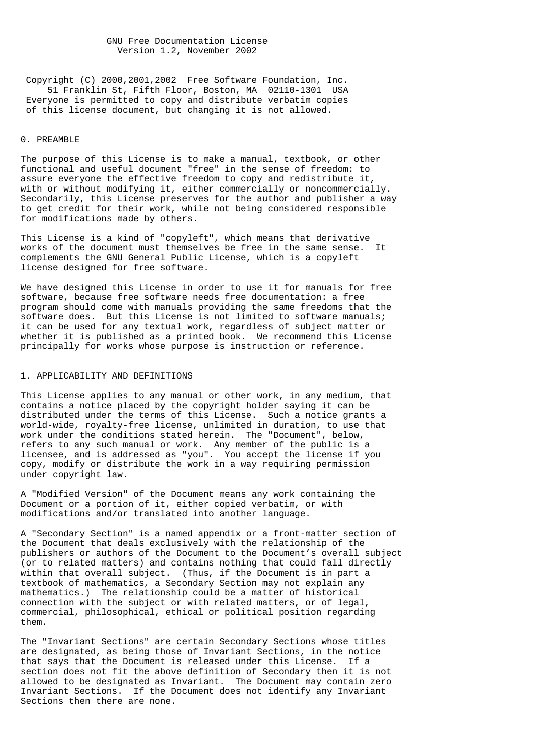# GNU Free Documentation License

Version 1.2, November 2002

Copyright (C) 2000,2001,2002 Free Software Foundation, Inc.
51 Franklin St, Fifth Floor, Boston, MA 02110-1301 USA
Everyone is permitted to copy and distribute verbatim copies
of this license document, but changing it is not allowed.

## 0. PREAMBLE

The purpose of this License is to make a manual, textbook, or other functional and useful document "free" in the sense of freedom: to assure everyone the effective freedom to copy and redistribute it, with or without modifying it, either commercially or noncommercially. Secondarily, this License preserves for the author and publisher a way to get credit for their work, while not being considered responsible for modifications made by others.

This License is a kind of "copyleft", which means that derivative works of the document must themselves be free in the same sense. It complements the GNU General Public License, which is a copyleft license designed for free software.

We have designed this License in order to use it for manuals for free software, because free software needs free documentation: a free program should come with manuals providing the same freedoms that the software does. But this License is not limited to software manuals; it can be used for any textual work, regardless of subject matter or whether it is published as a printed book. We recommend this License principally for works whose purpose is instruction or reference.

## 1. APPLICABILITY AND DEFINITIONS

This License applies to any manual or other work, in any medium, that contains a notice placed by the copyright holder saying it can be distributed under the terms of this License. Such a notice grants a world-wide, royalty-free license, unlimited in duration, to use that work under the conditions stated herein. The "Document", below, refers to any such manual or work. Any member of the public is a licensee, and is addressed as "you". You accept the license if you copy, modify or distribute the work in a way requiring permission under copyright law.

A "Modified Version" of the Document means any work containing the Document or a portion of it, either copied verbatim, or with modifications and/or translated into another language.

A "Secondary Section" is a named appendix or a front-matter section of the Document that deals exclusively with the relationship of the publishers or authors of the Document to the Document's overall subject (or to related matters) and contains nothing that could fall directly within that overall subject. (Thus, if the Document is in part a textbook of mathematics, a Secondary Section may not explain any mathematics.) The relationship could be a matter of historical connection with the subject or with related matters, or of legal, commercial, philosophical, ethical or political position regarding them.

The "Invariant Sections" are certain Secondary Sections whose titles are designated, as being those of Invariant Sections, in the notice that says that the Document is released under this License. If a section does not fit the above definition of Secondary then it is not allowed to be designated as Invariant. The Document may contain zero Invariant Sections. If the Document does not identify any Invariant Sections then there are none.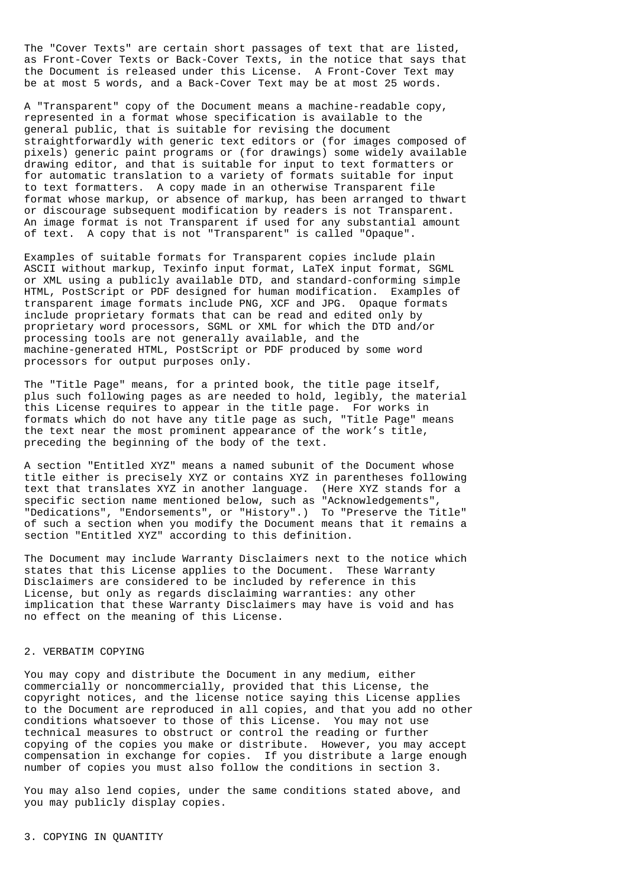The "Cover Texts" are certain short passages of text that are listed, as Front-Cover Texts or Back-Cover Texts, in the notice that says that the Document is released under this License. A Front-Cover Text may be at most 5 words, and a Back-Cover Text may be at most 25 words.

A "Transparent" copy of the Document means a machine-readable copy, represented in a format whose specification is available to the general public, that is suitable for revising the document straightforwardly with generic text editors or (for images composed of pixels) generic paint programs or (for drawings) some widely available drawing editor, and that is suitable for input to text formatters or for automatic translation to a variety of formats suitable for input to text formatters. A copy made in an otherwise Transparent file format whose markup, or absence of markup, has been arranged to thwart or discourage subsequent modification by readers is not Transparent. An image format is not Transparent if used for any substantial amount of text. A copy that is not "Transparent" is called "Opaque".

Examples of suitable formats for Transparent copies include plain ASCII without markup, Texinfo input format, LaTeX input format, SGML or XML using a publicly available DTD, and standard-conforming simple HTML, PostScript or PDF designed for human modification. Examples of transparent image formats include PNG, XCF and JPG. Opaque formats include proprietary formats that can be read and edited only by proprietary word processors, SGML or XML for which the DTD and/or processing tools are not generally available, and the machine-generated HTML, PostScript or PDF produced by some word processors for output purposes only.

The "Title Page" means, for a printed book, the title page itself, plus such following pages as are needed to hold, legibly, the material this License requires to appear in the title page. For works in formats which do not have any title page as such, "Title Page" means the text near the most prominent appearance of the work's title, preceding the beginning of the body of the text.

A section "Entitled XYZ" means a named subunit of the Document whose title either is precisely XYZ or contains XYZ in parentheses following text that translates XYZ in another language. (Here XYZ stands for a specific section name mentioned below, such as "Acknowledgements", "Dedications", "Endorsements", or "History".) To "Preserve the Title" of such a section when you modify the Document means that it remains a section "Entitled XYZ" according to this definition.

The Document may include Warranty Disclaimers next to the notice which states that this License applies to the Document. These Warranty Disclaimers are considered to be included by reference in this License, but only as regards disclaiming warranties: any other implication that these Warranty Disclaimers may have is void and has no effect on the meaning of this License.

## 2. VERBATIM COPYING

You may copy and distribute the Document in any medium, either commercially or noncommercially, provided that this License, the copyright notices, and the license notice saying this License applies to the Document are reproduced in all copies, and that you add no other conditions whatsoever to those of this License. You may not use technical measures to obstruct or control the reading or further copying of the copies you make or distribute. However, you may accept compensation in exchange for copies. If you distribute a large enough number of copies you must also follow the conditions in section 3.

You may also lend copies, under the same conditions stated above, and you may publicly display copies.

## 3. COPYING IN QUANTITY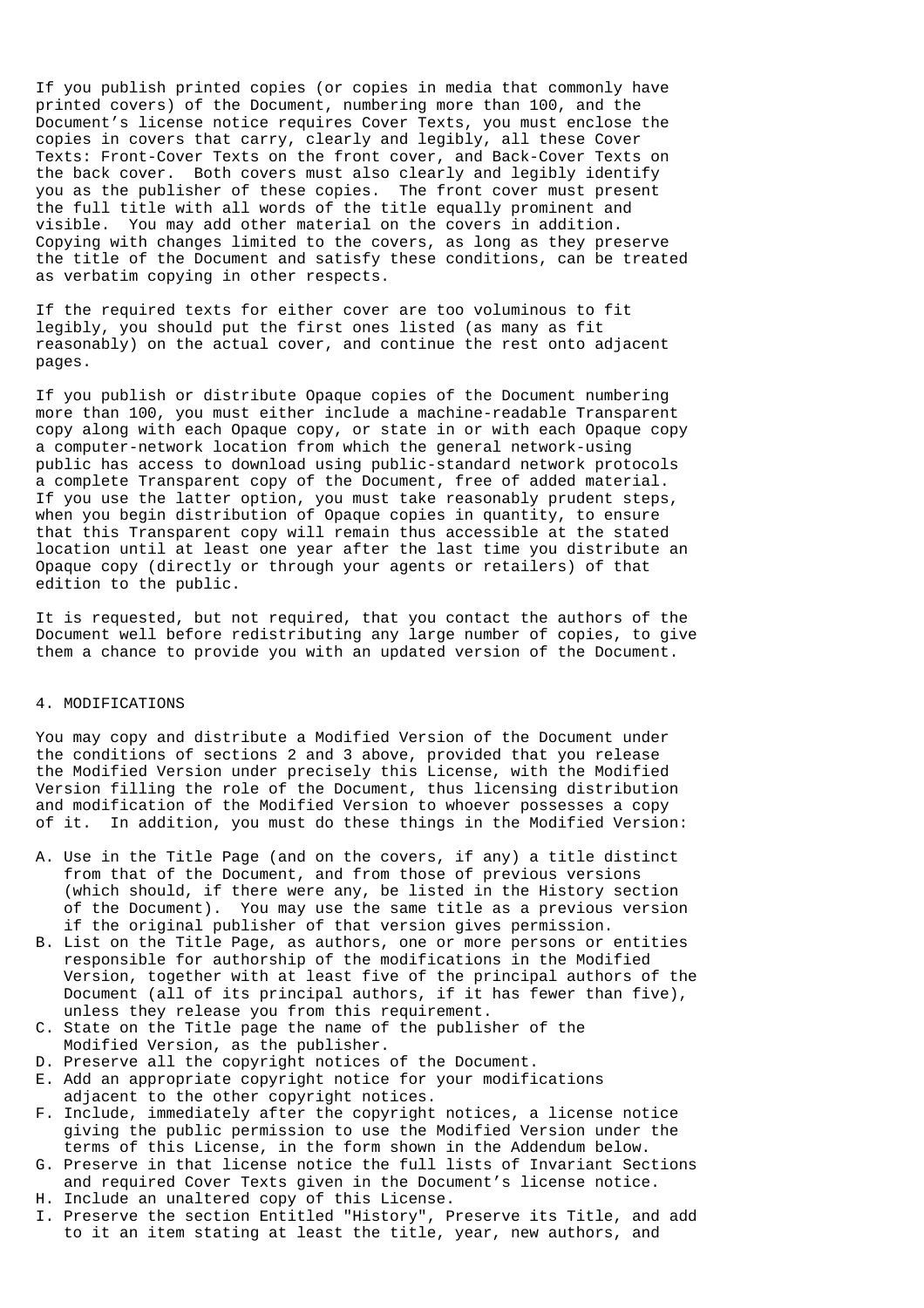If you publish printed copies (or copies in media that commonly have printed covers) of the Document, numbering more than 100, and the Document's license notice requires Cover Texts, you must enclose the copies in covers that carry, clearly and legibly, all these Cover Texts: Front-Cover Texts on the front cover, and Back-Cover Texts on the back cover. Both covers must also clearly and legibly identify you as the publisher of these copies. The front cover must present the full title with all words of the title equally prominent and visible. You may add other material on the covers in addition. Copying with changes limited to the covers, as long as they preserve the title of the Document and satisfy these conditions, can be treated as verbatim copying in other respects.

If the required texts for either cover are too voluminous to fit legibly, you should put the first ones listed (as many as fit reasonably) on the actual cover, and continue the rest onto adjacent pages.

If you publish or distribute Opaque copies of the Document numbering more than 100, you must either include a machine-readable Transparent copy along with each Opaque copy, or state in or with each Opaque copy a computer-network location from which the general network-using public has access to download using public-standard network protocols a complete Transparent copy of the Document, free of added material. If you use the latter option, you must take reasonably prudent steps, when you begin distribution of Opaque copies in quantity, to ensure that this Transparent copy will remain thus accessible at the stated location until at least one year after the last time you distribute an Opaque copy (directly or through your agents or retailers) of that edition to the public.

It is requested, but not required, that you contact the authors of the Document well before redistributing any large number of copies, to give them a chance to provide you with an updated version of the Document.

## 4. MODIFICATIONS

You may copy and distribute a Modified Version of the Document under the conditions of sections 2 and 3 above, provided that you release the Modified Version under precisely this License, with the Modified Version filling the role of the Document, thus licensing distribution and modification of the Modified Version to whoever possesses a copy of it. In addition, you must do these things in the Modified Version:

A. Use in the Title Page (and on the covers, if any) a title distinct from that of the Document, and from those of previous versions (which should, if there were any, be listed in the History section of the Document). You may use the same title as a previous version if the original publisher of that version gives permission.
B. List on the Title Page, as authors, one or more persons or entities responsible for authorship of the modifications in the Modified Version, together with at least five of the principal authors of the Document (all of its principal authors, if it has fewer than five), unless they release you from this requirement.
C. State on the Title page the name of the publisher of the Modified Version, as the publisher.
D. Preserve all the copyright notices of the Document.
E. Add an appropriate copyright notice for your modifications adjacent to the other copyright notices.
F. Include, immediately after the copyright notices, a license notice giving the public permission to use the Modified Version under the terms of this License, in the form shown in the Addendum below.
G. Preserve in that license notice the full lists of Invariant Sections and required Cover Texts given in the Document's license notice.
H. Include an unaltered copy of this License.
I. Preserve the section Entitled "History", Preserve its Title, and add to it an item stating at least the title, year, new authors, and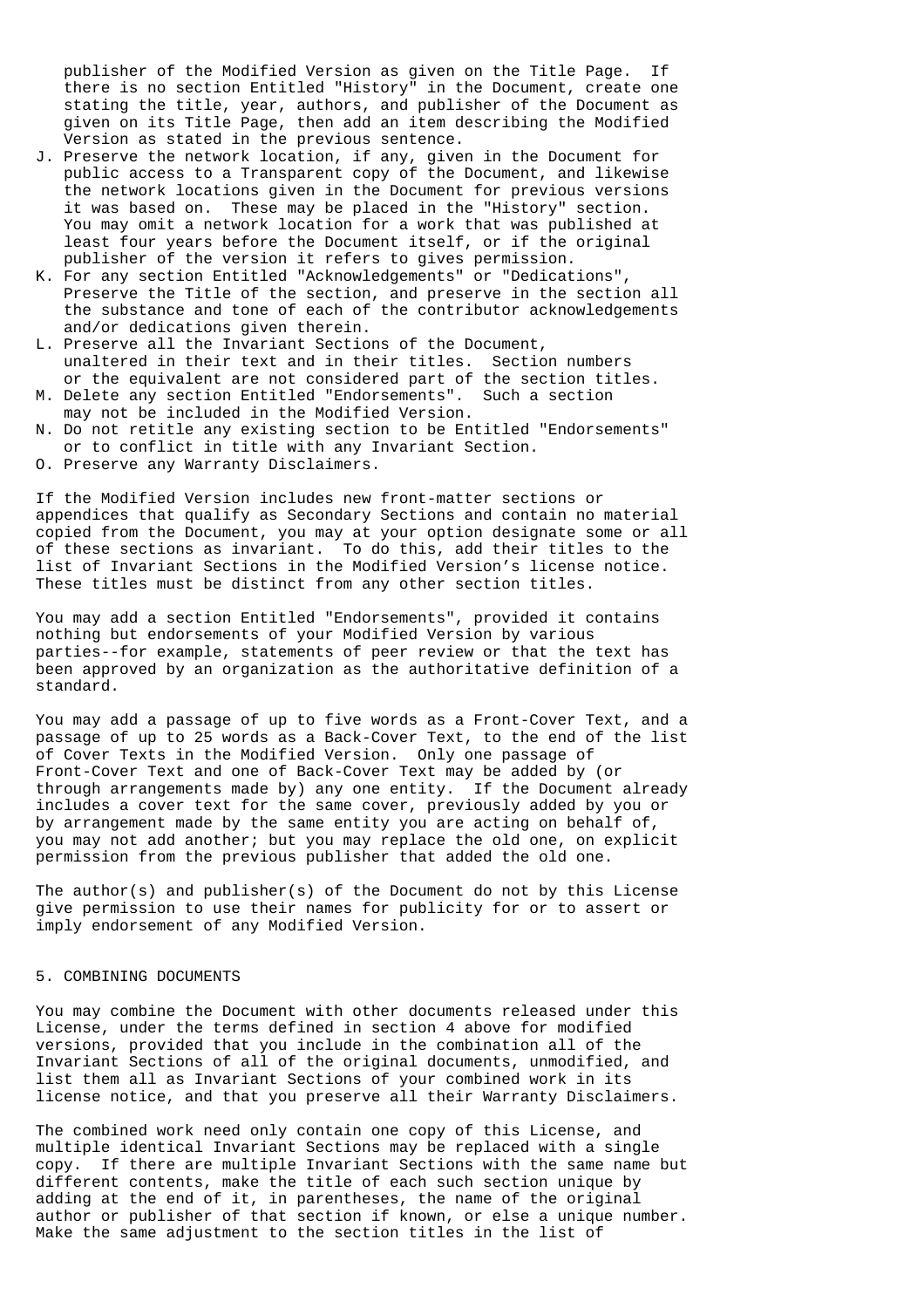publisher of the Modified Version as given on the Title Page. If there is no section Entitled "History" in the Document, create one stating the title, year, authors, and publisher of the Document as given on its Title Page, then add an item describing the Modified Version as stated in the previous sentence.

J. Preserve the network location, if any, given in the Document for public access to a Transparent copy of the Document, and likewise the network locations given in the Document for previous versions it was based on. These may be placed in the "History" section. You may omit a network location for a work that was published at least four years before the Document itself, or if the original publisher of the version it refers to gives permission.
K. For any section Entitled "Acknowledgements" or "Dedications", Preserve the Title of the section, and preserve in the section all the substance and tone of each of the contributor acknowledgements and/or dedications given therein.
L. Preserve all the Invariant Sections of the Document, unaltered in their text and in their titles. Section numbers or the equivalent are not considered part of the section titles.
M. Delete any section Entitled "Endorsements". Such a section may not be included in the Modified Version.
N. Do not retitle any existing section to be Entitled "Endorsements" or to conflict in title with any Invariant Section.
O. Preserve any Warranty Disclaimers.

If the Modified Version includes new front-matter sections or appendices that qualify as Secondary Sections and contain no material copied from the Document, you may at your option designate some or all of these sections as invariant. To do this, add their titles to the list of Invariant Sections in the Modified Version's license notice. These titles must be distinct from any other section titles.

You may add a section Entitled "Endorsements", provided it contains nothing but endorsements of your Modified Version by various parties--for example, statements of peer review or that the text has been approved by an organization as the authoritative definition of a standard.

You may add a passage of up to five words as a Front-Cover Text, and a passage of up to 25 words as a Back-Cover Text, to the end of the list of Cover Texts in the Modified Version. Only one passage of Front-Cover Text and one of Back-Cover Text may be added by (or through arrangements made by) any one entity. If the Document already includes a cover text for the same cover, previously added by you or by arrangement made by the same entity you are acting on behalf of, you may not add another; but you may replace the old one, on explicit permission from the previous publisher that added the old one.

The author(s) and publisher(s) of the Document do not by this License give permission to use their names for publicity for or to assert or imply endorsement of any Modified Version.

## 5. COMBINING DOCUMENTS

You may combine the Document with other documents released under this License, under the terms defined in section 4 above for modified versions, provided that you include in the combination all of the Invariant Sections of all of the original documents, unmodified, and list them all as Invariant Sections of your combined work in its license notice, and that you preserve all their Warranty Disclaimers.

The combined work need only contain one copy of this License, and multiple identical Invariant Sections may be replaced with a single copy. If there are multiple Invariant Sections with the same name but different contents, make the title of each such section unique by adding at the end of it, in parentheses, the name of the original author or publisher of that section if known, or else a unique number. Make the same adjustment to the section titles in the list of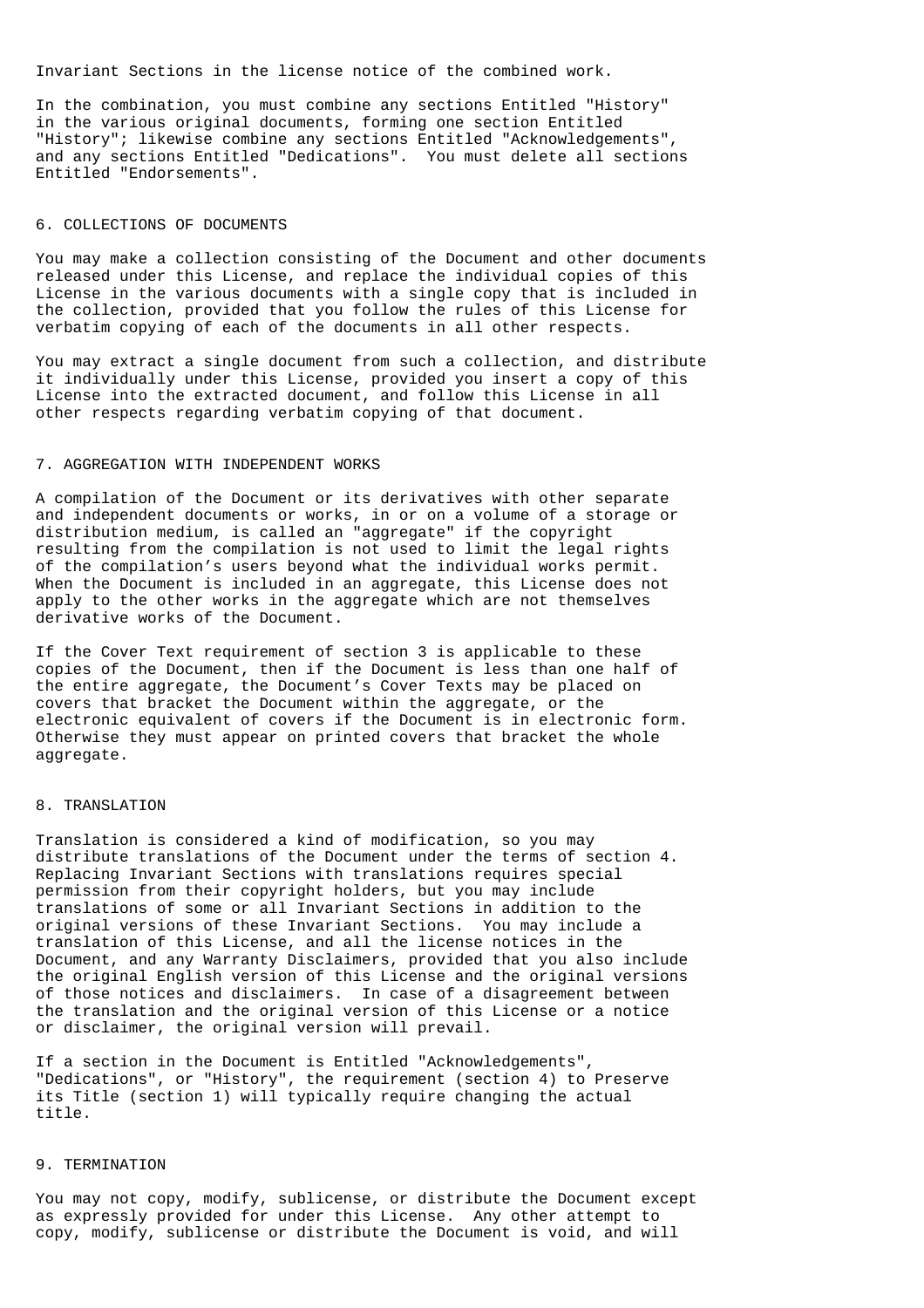Invariant Sections in the license notice of the combined work.

In the combination, you must combine any sections Entitled "History" in the various original documents, forming one section Entitled "History"; likewise combine any sections Entitled "Acknowledgements", and any sections Entitled "Dedications". You must delete all sections Entitled "Endorsements".

## 6. COLLECTIONS OF DOCUMENTS

You may make a collection consisting of the Document and other documents released under this License, and replace the individual copies of this License in the various documents with a single copy that is included in the collection, provided that you follow the rules of this License for verbatim copying of each of the documents in all other respects.

You may extract a single document from such a collection, and distribute it individually under this License, provided you insert a copy of this License into the extracted document, and follow this License in all other respects regarding verbatim copying of that document.

## 7. AGGREGATION WITH INDEPENDENT WORKS

A compilation of the Document or its derivatives with other separate and independent documents or works, in or on a volume of a storage or distribution medium, is called an "aggregate" if the copyright resulting from the compilation is not used to limit the legal rights of the compilation's users beyond what the individual works permit. When the Document is included in an aggregate, this License does not apply to the other works in the aggregate which are not themselves derivative works of the Document.

If the Cover Text requirement of section 3 is applicable to these copies of the Document, then if the Document is less than one half of the entire aggregate, the Document's Cover Texts may be placed on covers that bracket the Document within the aggregate, or the electronic equivalent of covers if the Document is in electronic form. Otherwise they must appear on printed covers that bracket the whole aggregate.

## 8. TRANSLATION

Translation is considered a kind of modification, so you may distribute translations of the Document under the terms of section 4. Replacing Invariant Sections with translations requires special permission from their copyright holders, but you may include translations of some or all Invariant Sections in addition to the original versions of these Invariant Sections. You may include a translation of this License, and all the license notices in the Document, and any Warranty Disclaimers, provided that you also include the original English version of this License and the original versions of those notices and disclaimers. In case of a disagreement between the translation and the original version of this License or a notice or disclaimer, the original version will prevail.

If a section in the Document is Entitled "Acknowledgements", "Dedications", or "History", the requirement (section 4) to Preserve its Title (section 1) will typically require changing the actual title.

## 9. TERMINATION

You may not copy, modify, sublicense, or distribute the Document except as expressly provided for under this License. Any other attempt to copy, modify, sublicense or distribute the Document is void, and will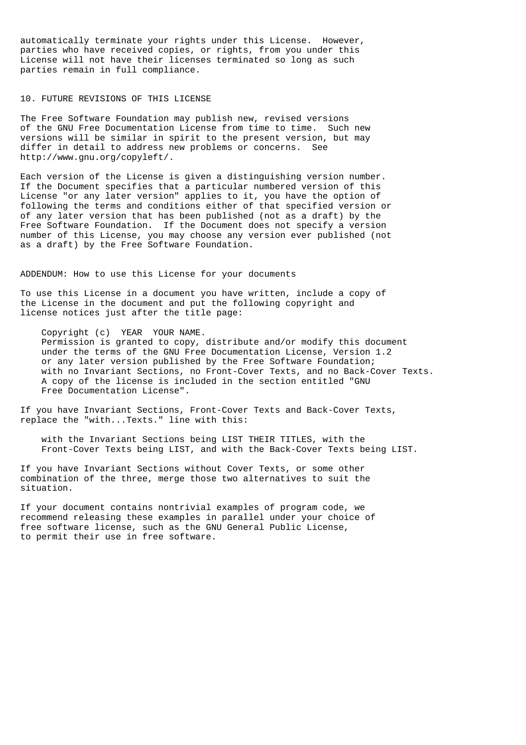automatically terminate your rights under this License. However, parties who have received copies, or rights, from you under this License will not have their licenses terminated so long as such parties remain in full compliance.

## 10. FUTURE REVISIONS OF THIS LICENSE

The Free Software Foundation may publish new, revised versions of the GNU Free Documentation License from time to time. Such new versions will be similar in spirit to the present version, but may differ in detail to address new problems or concerns. See http://www.gnu.org/copyleft/.

Each version of the License is given a distinguishing version number. If the Document specifies that a particular numbered version of this License "or any later version" applies to it, you have the option of following the terms and conditions either of that specified version or of any later version that has been published (not as a draft) by the Free Software Foundation. If the Document does not specify a version number of this License, you may choose any version ever published (not as a draft) by the Free Software Foundation.

## ADDENDUM: How to use this License for your documents

To use this License in a document you have written, include a copy of the License in the document and put the following copyright and license notices just after the title page:

```
    Copyright (c)  YEAR  YOUR NAME.
    Permission is granted to copy, distribute and/or modify this document
    under the terms of the GNU Free Documentation License, Version 1.2
    or any later version published by the Free Software Foundation;
    with no Invariant Sections, no Front-Cover Texts, and no Back-Cover Texts.
    A copy of the license is included in the section entitled "GNU
    Free Documentation License".
```

If you have Invariant Sections, Front-Cover Texts and Back-Cover Texts, replace the "with...Texts." line with this:

```
    with the Invariant Sections being LIST THEIR TITLES, with the
    Front-Cover Texts being LIST, and with the Back-Cover Texts being LIST.
```

If you have Invariant Sections without Cover Texts, or some other combination of the three, merge those two alternatives to suit the situation.

If your document contains nontrivial examples of program code, we recommend releasing these examples in parallel under your choice of free software license, such as the GNU General Public License, to permit their use in free software.